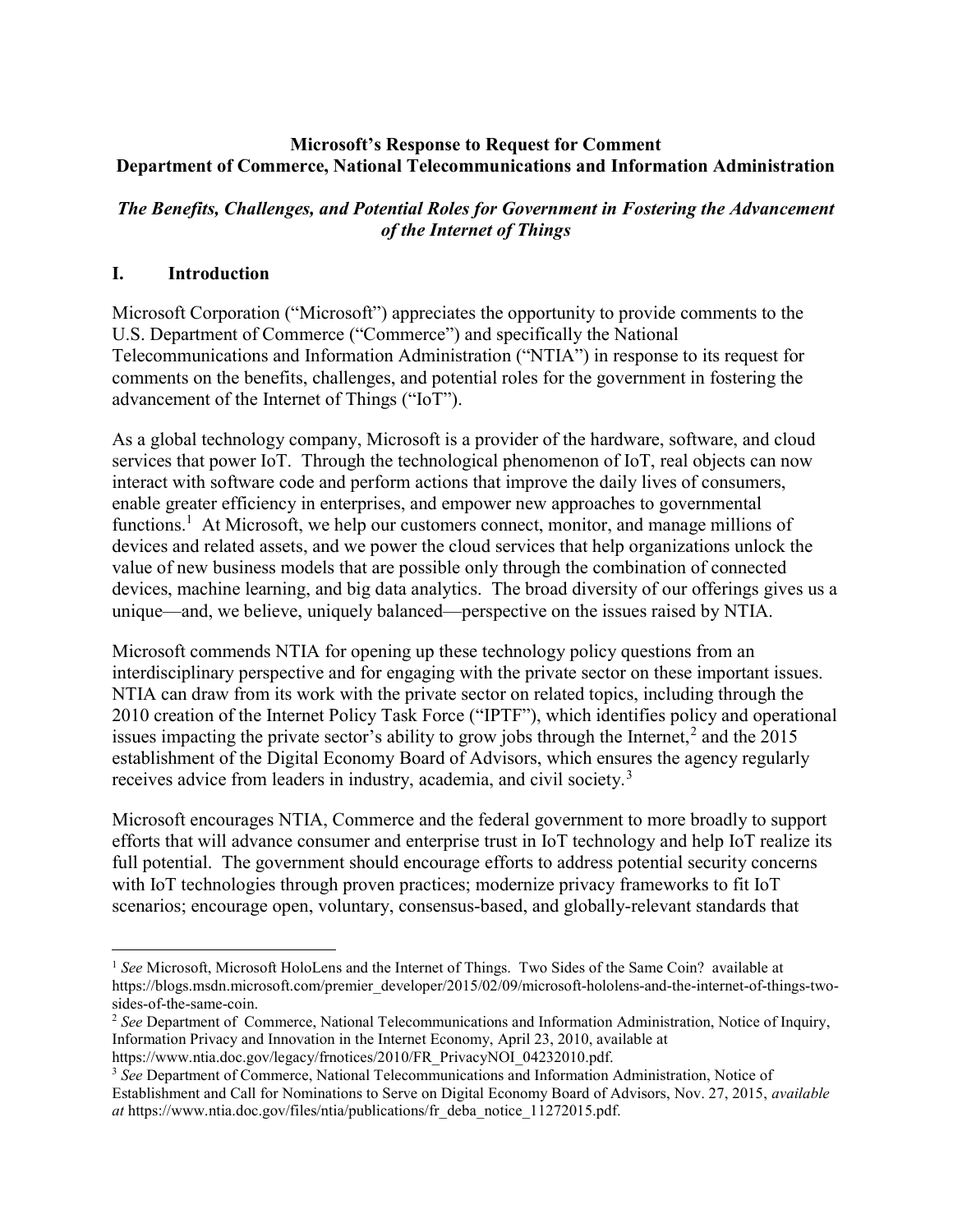**Microsoft's Response to Request for Comment**
**Department of Commerce, National Telecommunications and Information Administration**

***The Benefits, Challenges, and Potential Roles for Government in Fostering the Advancement of the Internet of Things***

## I. Introduction

Microsoft Corporation ("Microsoft") appreciates the opportunity to provide comments to the U.S. Department of Commerce ("Commerce") and specifically the National Telecommunications and Information Administration ("NTIA") in response to its request for comments on the benefits, challenges, and potential roles for the government in fostering the advancement of the Internet of Things ("IoT").

As a global technology company, Microsoft is a provider of the hardware, software, and cloud services that power IoT. Through the technological phenomenon of IoT, real objects can now interact with software code and perform actions that improve the daily lives of consumers, enable greater efficiency in enterprises, and empower new approaches to governmental functions.[1] At Microsoft, we help our customers connect, monitor, and manage millions of devices and related assets, and we power the cloud services that help organizations unlock the value of new business models that are possible only through the combination of connected devices, machine learning, and big data analytics. The broad diversity of our offerings gives us a unique—and, we believe, uniquely balanced—perspective on the issues raised by NTIA.

Microsoft commends NTIA for opening up these technology policy questions from an interdisciplinary perspective and for engaging with the private sector on these important issues. NTIA can draw from its work with the private sector on related topics, including through the 2010 creation of the Internet Policy Task Force ("IPTF"), which identifies policy and operational issues impacting the private sector's ability to grow jobs through the Internet,[2] and the 2015 establishment of the Digital Economy Board of Advisors, which ensures the agency regularly receives advice from leaders in industry, academia, and civil society.[3]

Microsoft encourages NTIA, Commerce and the federal government to more broadly to support efforts that will advance consumer and enterprise trust in IoT technology and help IoT realize its full potential. The government should encourage efforts to address potential security concerns with IoT technologies through proven practices; modernize privacy frameworks to fit IoT scenarios; encourage open, voluntary, consensus-based, and globally-relevant standards that

---

[1] *See* Microsoft, Microsoft HoloLens and the Internet of Things. Two Sides of the Same Coin? available at https://blogs.msdn.microsoft.com/premier_developer/2015/02/09/microsoft-hololens-and-the-internet-of-things-two-sides-of-the-same-coin.

[2] *See* Department of Commerce, National Telecommunications and Information Administration, Notice of Inquiry, Information Privacy and Innovation in the Internet Economy, April 23, 2010, available at https://www.ntia.doc.gov/legacy/frnotices/2010/FR_PrivacyNOI_04232010.pdf.

[3] *See* Department of Commerce, National Telecommunications and Information Administration, Notice of Establishment and Call for Nominations to Serve on Digital Economy Board of Advisors, Nov. 27, 2015, *available at* https://www.ntia.doc.gov/files/ntia/publications/fr_deba_notice_11272015.pdf.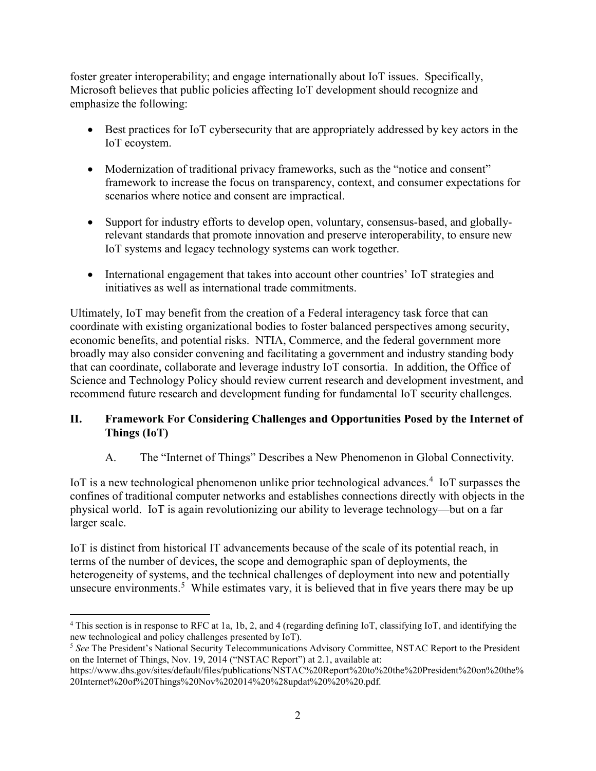foster greater interoperability; and engage internationally about IoT issues. Specifically, Microsoft believes that public policies affecting IoT development should recognize and emphasize the following:

- Best practices for IoT cybersecurity that are appropriately addressed by key actors in the IoT ecoystem.
- Modernization of traditional privacy frameworks, such as the "notice and consent" framework to increase the focus on transparency, context, and consumer expectations for scenarios where notice and consent are impractical.
- Support for industry efforts to develop open, voluntary, consensus-based, and globally-relevant standards that promote innovation and preserve interoperability, to ensure new IoT systems and legacy technology systems can work together.
- International engagement that takes into account other countries' IoT strategies and initiatives as well as international trade commitments.

Ultimately, IoT may benefit from the creation of a Federal interagency task force that can coordinate with existing organizational bodies to foster balanced perspectives among security, economic benefits, and potential risks. NTIA, Commerce, and the federal government more broadly may also consider convening and facilitating a government and industry standing body that can coordinate, collaborate and leverage industry IoT consortia. In addition, the Office of Science and Technology Policy should review current research and development investment, and recommend future research and development funding for fundamental IoT security challenges.

## II. Framework For Considering Challenges and Opportunities Posed by the Internet of Things (IoT)

### A. The "Internet of Things" Describes a New Phenomenon in Global Connectivity.

IoT is a new technological phenomenon unlike prior technological advances.[4] IoT surpasses the confines of traditional computer networks and establishes connections directly with objects in the physical world. IoT is again revolutionizing our ability to leverage technology—but on a far larger scale.

IoT is distinct from historical IT advancements because of the scale of its potential reach, in terms of the number of devices, the scope and demographic span of deployments, the heterogeneity of systems, and the technical challenges of deployment into new and potentially unsecure environments.[5] While estimates vary, it is believed that in five years there may be up

---

[4] This section is in response to RFC at 1a, 1b, 2, and 4 (regarding defining IoT, classifying IoT, and identifying the new technological and policy challenges presented by IoT).

[5] *See* The President's National Security Telecommunications Advisory Committee, NSTAC Report to the President on the Internet of Things, Nov. 19, 2014 ("NSTAC Report") at 2.1, available at: https://www.dhs.gov/sites/default/files/publications/NSTAC%20Report%20to%20the%20President%20on%20the%20Internet%20of%20Things%20Nov%202014%20%28updat%20%20%20.pdf.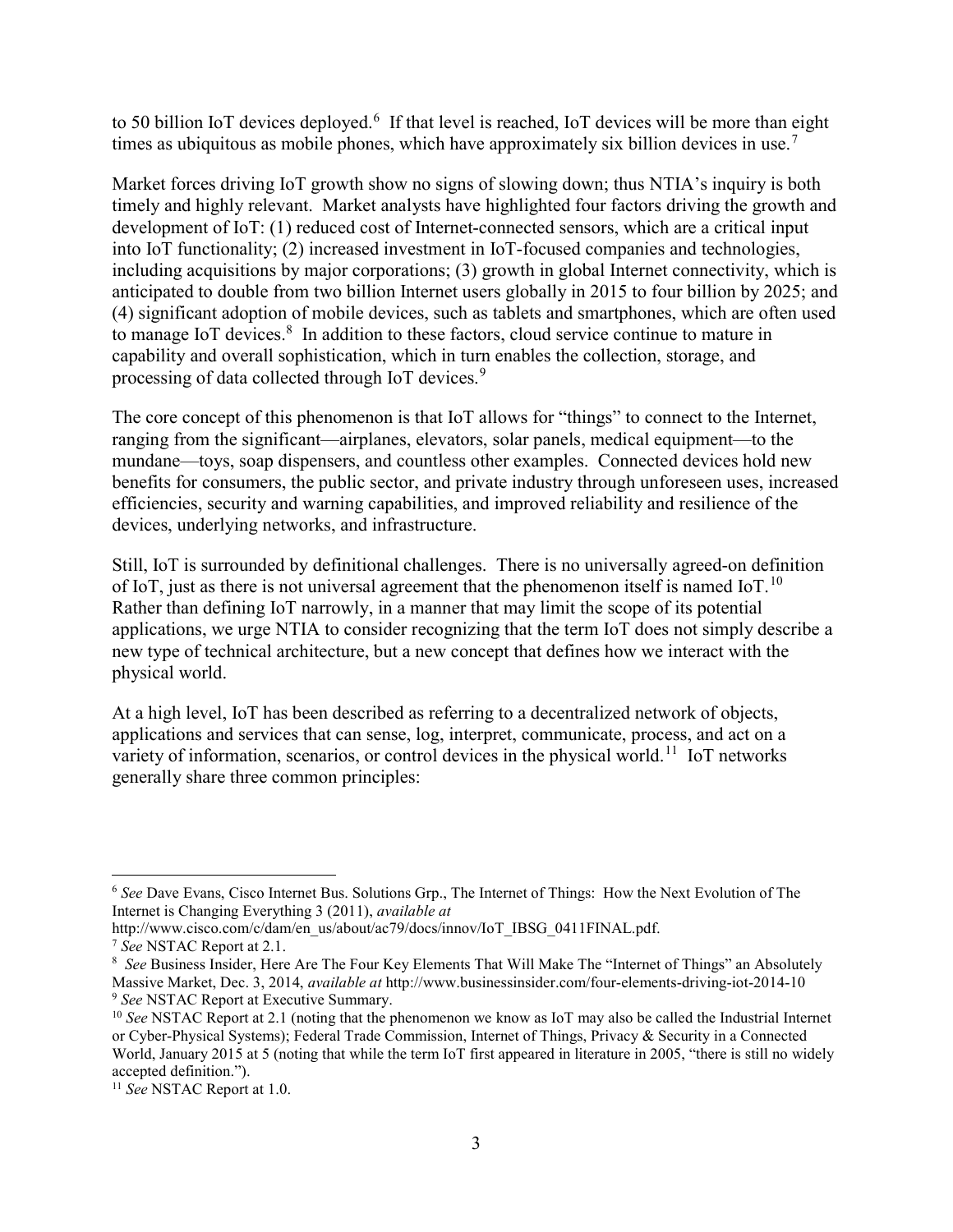to 50 billion IoT devices deployed.[6] If that level is reached, IoT devices will be more than eight times as ubiquitous as mobile phones, which have approximately six billion devices in use.[7]

Market forces driving IoT growth show no signs of slowing down; thus NTIA's inquiry is both timely and highly relevant. Market analysts have highlighted four factors driving the growth and development of IoT: (1) reduced cost of Internet-connected sensors, which are a critical input into IoT functionality; (2) increased investment in IoT-focused companies and technologies, including acquisitions by major corporations; (3) growth in global Internet connectivity, which is anticipated to double from two billion Internet users globally in 2015 to four billion by 2025; and (4) significant adoption of mobile devices, such as tablets and smartphones, which are often used to manage IoT devices.[8] In addition to these factors, cloud service continue to mature in capability and overall sophistication, which in turn enables the collection, storage, and processing of data collected through IoT devices.[9]

The core concept of this phenomenon is that IoT allows for "things" to connect to the Internet, ranging from the significant—airplanes, elevators, solar panels, medical equipment—to the mundane—toys, soap dispensers, and countless other examples. Connected devices hold new benefits for consumers, the public sector, and private industry through unforeseen uses, increased efficiencies, security and warning capabilities, and improved reliability and resilience of the devices, underlying networks, and infrastructure.

Still, IoT is surrounded by definitional challenges. There is no universally agreed-on definition of IoT, just as there is not universal agreement that the phenomenon itself is named IoT.[10] Rather than defining IoT narrowly, in a manner that may limit the scope of its potential applications, we urge NTIA to consider recognizing that the term IoT does not simply describe a new type of technical architecture, but a new concept that defines how we interact with the physical world.

At a high level, IoT has been described as referring to a decentralized network of objects, applications and services that can sense, log, interpret, communicate, process, and act on a variety of information, scenarios, or control devices in the physical world.[11] IoT networks generally share three common principles:

---

[6] *See* Dave Evans, Cisco Internet Bus. Solutions Grp., The Internet of Things: How the Next Evolution of The Internet is Changing Everything 3 (2011), *available at* http://www.cisco.com/c/dam/en_us/about/ac79/docs/innov/IoT_IBSG_0411FINAL.pdf.

[7] *See* NSTAC Report at 2.1.

[8] *See* Business Insider, Here Are The Four Key Elements That Will Make The "Internet of Things" an Absolutely Massive Market, Dec. 3, 2014, *available at* http://www.businessinsider.com/four-elements-driving-iot-2014-10

[9] *See* NSTAC Report at Executive Summary.

[10] *See* NSTAC Report at 2.1 (noting that the phenomenon we know as IoT may also be called the Industrial Internet or Cyber-Physical Systems); Federal Trade Commission, Internet of Things, Privacy & Security in a Connected World, January 2015 at 5 (noting that while the term IoT first appeared in literature in 2005, "there is still no widely accepted definition.").

[11] *See* NSTAC Report at 1.0.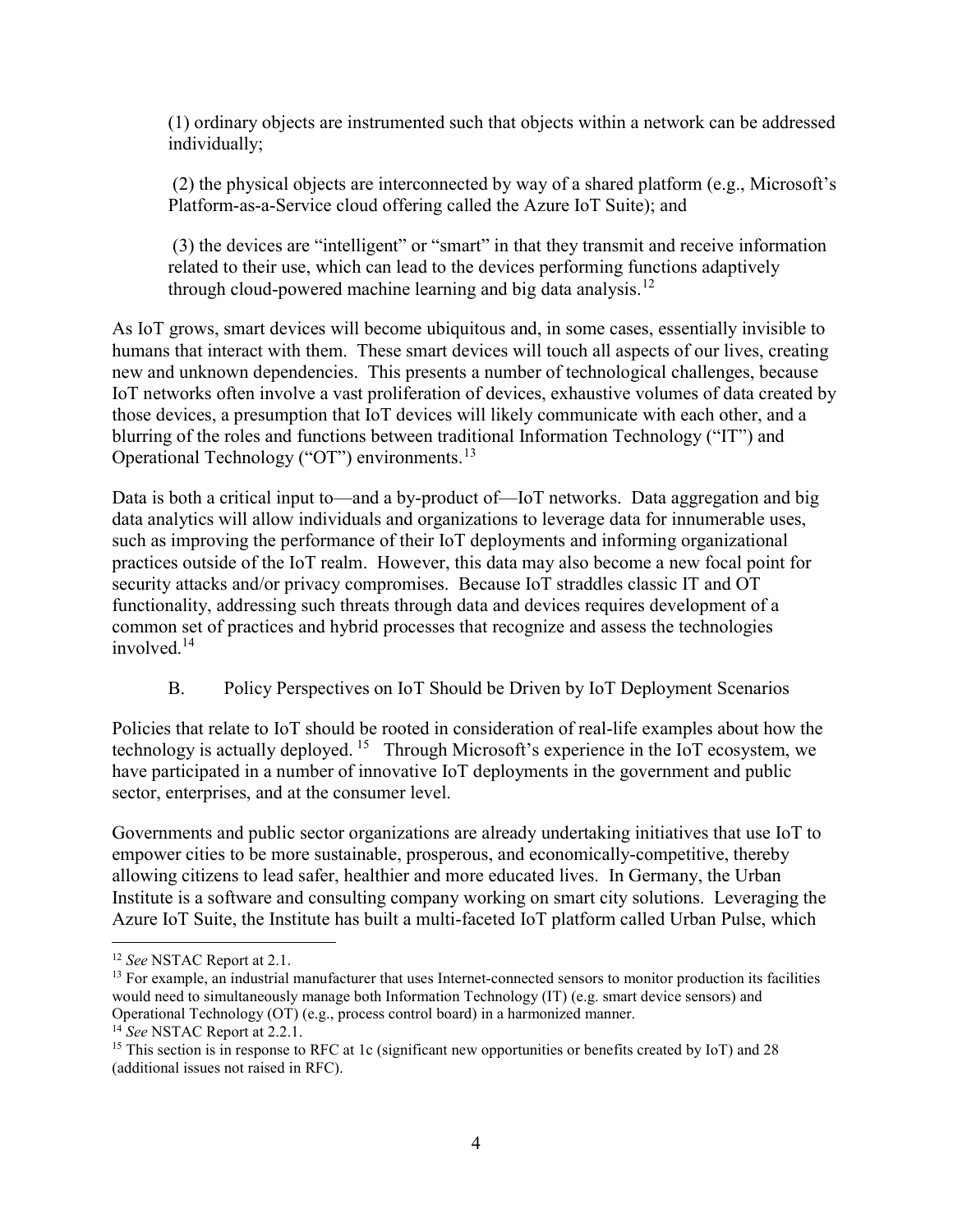(1) ordinary objects are instrumented such that objects within a network can be addressed individually;

(2) the physical objects are interconnected by way of a shared platform (e.g., Microsoft's Platform-as-a-Service cloud offering called the Azure IoT Suite); and

(3) the devices are "intelligent" or "smart" in that they transmit and receive information related to their use, which can lead to the devices performing functions adaptively through cloud-powered machine learning and big data analysis.[12]

As IoT grows, smart devices will become ubiquitous and, in some cases, essentially invisible to humans that interact with them. These smart devices will touch all aspects of our lives, creating new and unknown dependencies. This presents a number of technological challenges, because IoT networks often involve a vast proliferation of devices, exhaustive volumes of data created by those devices, a presumption that IoT devices will likely communicate with each other, and a blurring of the roles and functions between traditional Information Technology ("IT") and Operational Technology ("OT") environments.[13]

Data is both a critical input to—and a by-product of—IoT networks. Data aggregation and big data analytics will allow individuals and organizations to leverage data for innumerable uses, such as improving the performance of their IoT deployments and informing organizational practices outside of the IoT realm. However, this data may also become a new focal point for security attacks and/or privacy compromises. Because IoT straddles classic IT and OT functionality, addressing such threats through data and devices requires development of a common set of practices and hybrid processes that recognize and assess the technologies involved.[14]

### B. Policy Perspectives on IoT Should be Driven by IoT Deployment Scenarios

Policies that relate to IoT should be rooted in consideration of real-life examples about how the technology is actually deployed.[15] Through Microsoft's experience in the IoT ecosystem, we have participated in a number of innovative IoT deployments in the government and public sector, enterprises, and at the consumer level.

Governments and public sector organizations are already undertaking initiatives that use IoT to empower cities to be more sustainable, prosperous, and economically-competitive, thereby allowing citizens to lead safer, healthier and more educated lives. In Germany, the Urban Institute is a software and consulting company working on smart city solutions. Leveraging the Azure IoT Suite, the Institute has built a multi-faceted IoT platform called Urban Pulse, which

---

[12] *See* NSTAC Report at 2.1.

[13] For example, an industrial manufacturer that uses Internet-connected sensors to monitor production its facilities would need to simultaneously manage both Information Technology (IT) (e.g. smart device sensors) and Operational Technology (OT) (e.g., process control board) in a harmonized manner.

[14] *See* NSTAC Report at 2.2.1.

[15] This section is in response to RFC at 1c (significant new opportunities or benefits created by IoT) and 28 (additional issues not raised in RFC).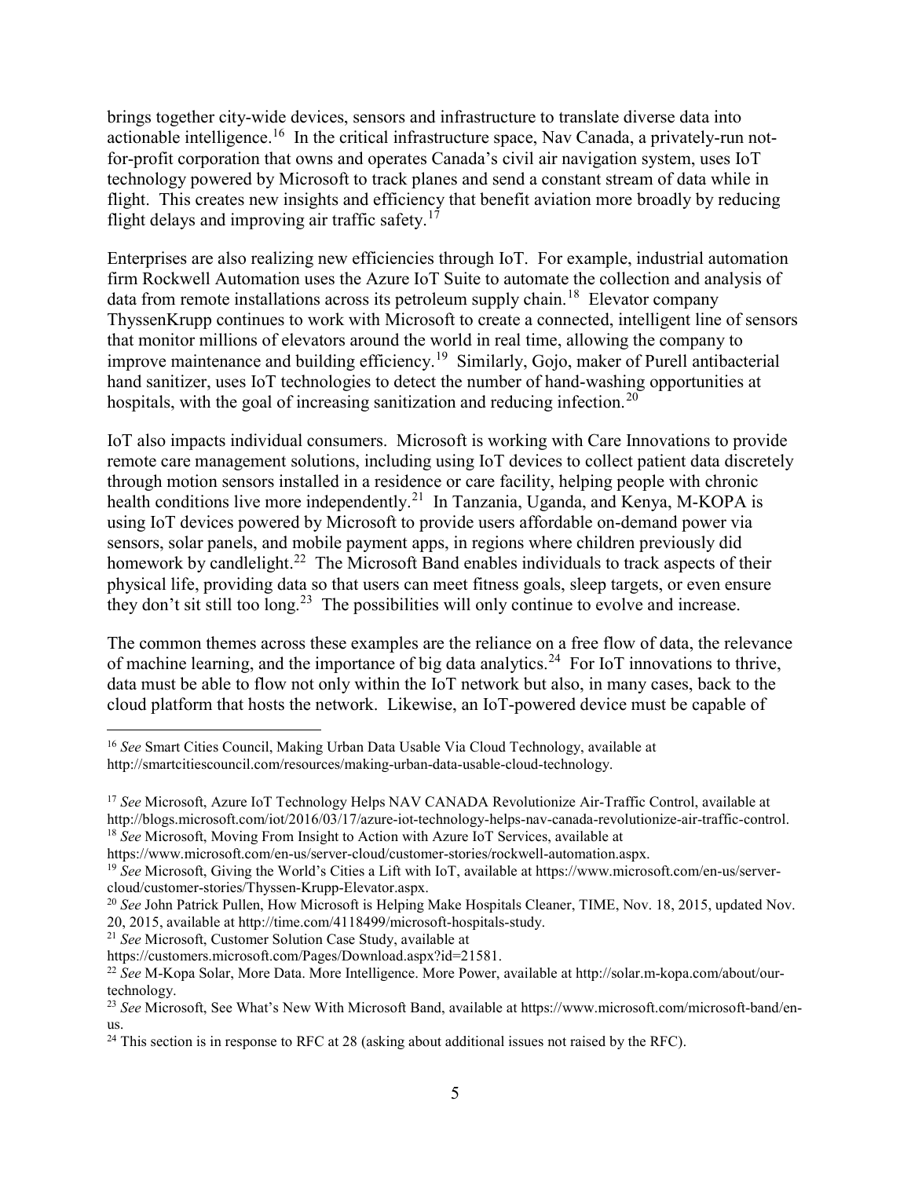brings together city-wide devices, sensors and infrastructure to translate diverse data into actionable intelligence.[16] In the critical infrastructure space, Nav Canada, a privately-run not-for-profit corporation that owns and operates Canada's civil air navigation system, uses IoT technology powered by Microsoft to track planes and send a constant stream of data while in flight. This creates new insights and efficiency that benefit aviation more broadly by reducing flight delays and improving air traffic safety.[17]

Enterprises are also realizing new efficiencies through IoT. For example, industrial automation firm Rockwell Automation uses the Azure IoT Suite to automate the collection and analysis of data from remote installations across its petroleum supply chain.[18] Elevator company ThyssenKrupp continues to work with Microsoft to create a connected, intelligent line of sensors that monitor millions of elevators around the world in real time, allowing the company to improve maintenance and building efficiency.[19] Similarly, Gojo, maker of Purell antibacterial hand sanitizer, uses IoT technologies to detect the number of hand-washing opportunities at hospitals, with the goal of increasing sanitization and reducing infection.[20]

IoT also impacts individual consumers. Microsoft is working with Care Innovations to provide remote care management solutions, including using IoT devices to collect patient data discretely through motion sensors installed in a residence or care facility, helping people with chronic health conditions live more independently.[21] In Tanzania, Uganda, and Kenya, M-KOPA is using IoT devices powered by Microsoft to provide users affordable on-demand power via sensors, solar panels, and mobile payment apps, in regions where children previously did homework by candlelight.[22] The Microsoft Band enables individuals to track aspects of their physical life, providing data so that users can meet fitness goals, sleep targets, or even ensure they don't sit still too long.[23] The possibilities will only continue to evolve and increase.

The common themes across these examples are the reliance on a free flow of data, the relevance of machine learning, and the importance of big data analytics.[24] For IoT innovations to thrive, data must be able to flow not only within the IoT network but also, in many cases, back to the cloud platform that hosts the network. Likewise, an IoT-powered device must be capable of

---

[16] *See* Smart Cities Council, Making Urban Data Usable Via Cloud Technology, available at http://smartcitiescouncil.com/resources/making-urban-data-usable-cloud-technology.

[17] *See* Microsoft, Azure IoT Technology Helps NAV CANADA Revolutionize Air-Traffic Control, available at http://blogs.microsoft.com/iot/2016/03/17/azure-iot-technology-helps-nav-canada-revolutionize-air-traffic-control.

[18] *See* Microsoft, Moving From Insight to Action with Azure IoT Services, available at https://www.microsoft.com/en-us/server-cloud/customer-stories/rockwell-automation.aspx.

[19] *See* Microsoft, Giving the World's Cities a Lift with IoT, available at https://www.microsoft.com/en-us/server-cloud/customer-stories/Thyssen-Krupp-Elevator.aspx.

[20] *See* John Patrick Pullen, How Microsoft is Helping Make Hospitals Cleaner, TIME, Nov. 18, 2015, updated Nov. 20, 2015, available at http://time.com/4118499/microsoft-hospitals-study.

[21] *See* Microsoft, Customer Solution Case Study, available at https://customers.microsoft.com/Pages/Download.aspx?id=21581.

[22] *See* M-Kopa Solar, More Data. More Intelligence. More Power, available at http://solar.m-kopa.com/about/our-technology.

[23] *See* Microsoft, See What's New With Microsoft Band, available at https://www.microsoft.com/microsoft-band/en-us.

[24] This section is in response to RFC at 28 (asking about additional issues not raised by the RFC).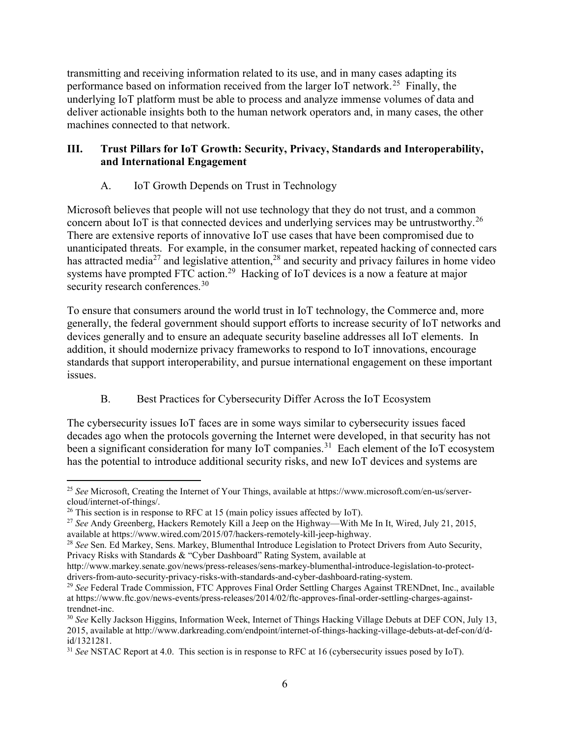transmitting and receiving information related to its use, and in many cases adapting its performance based on information received from the larger IoT network.[25] Finally, the underlying IoT platform must be able to process and analyze immense volumes of data and deliver actionable insights both to the human network operators and, in many cases, the other machines connected to that network.

## III. Trust Pillars for IoT Growth: Security, Privacy, Standards and Interoperability, and International Engagement

### A. IoT Growth Depends on Trust in Technology

Microsoft believes that people will not use technology that they do not trust, and a common concern about IoT is that connected devices and underlying services may be untrustworthy.[26] There are extensive reports of innovative IoT use cases that have been compromised due to unanticipated threats. For example, in the consumer market, repeated hacking of connected cars has attracted media[27] and legislative attention,[28] and security and privacy failures in home video systems have prompted FTC action.[29] Hacking of IoT devices is a now a feature at major security research conferences.[30]

To ensure that consumers around the world trust in IoT technology, the Commerce and, more generally, the federal government should support efforts to increase security of IoT networks and devices generally and to ensure an adequate security baseline addresses all IoT elements. In addition, it should modernize privacy frameworks to respond to IoT innovations, encourage standards that support interoperability, and pursue international engagement on these important issues.

### B. Best Practices for Cybersecurity Differ Across the IoT Ecosystem

The cybersecurity issues IoT faces are in some ways similar to cybersecurity issues faced decades ago when the protocols governing the Internet were developed, in that security has not been a significant consideration for many IoT companies.[31] Each element of the IoT ecosystem has the potential to introduce additional security risks, and new IoT devices and systems are

---

[25] *See* Microsoft, Creating the Internet of Your Things, available at https://www.microsoft.com/en-us/server-cloud/internet-of-things/.

[26] This section is in response to RFC at 15 (main policy issues affected by IoT).

[27] *See* Andy Greenberg, Hackers Remotely Kill a Jeep on the Highway—With Me In It, Wired, July 21, 2015, available at https://www.wired.com/2015/07/hackers-remotely-kill-jeep-highway.

[28] *See* Sen. Ed Markey, Sens. Markey, Blumenthal Introduce Legislation to Protect Drivers from Auto Security, Privacy Risks with Standards & "Cyber Dashboard" Rating System, available at http://www.markey.senate.gov/news/press-releases/sens-markey-blumenthal-introduce-legislation-to-protect-drivers-from-auto-security-privacy-risks-with-standards-and-cyber-dashboard-rating-system.

[29] *See* Federal Trade Commission, FTC Approves Final Order Settling Charges Against TRENDnet, Inc., available at https://www.ftc.gov/news-events/press-releases/2014/02/ftc-approves-final-order-settling-charges-against-trendnet-inc.

[30] *See* Kelly Jackson Higgins, Information Week, Internet of Things Hacking Village Debuts at DEF CON, July 13, 2015, available at http://www.darkreading.com/endpoint/internet-of-things-hacking-village-debuts-at-def-con/d/d-id/1321281.

[31] *See* NSTAC Report at 4.0. This section is in response to RFC at 16 (cybersecurity issues posed by IoT).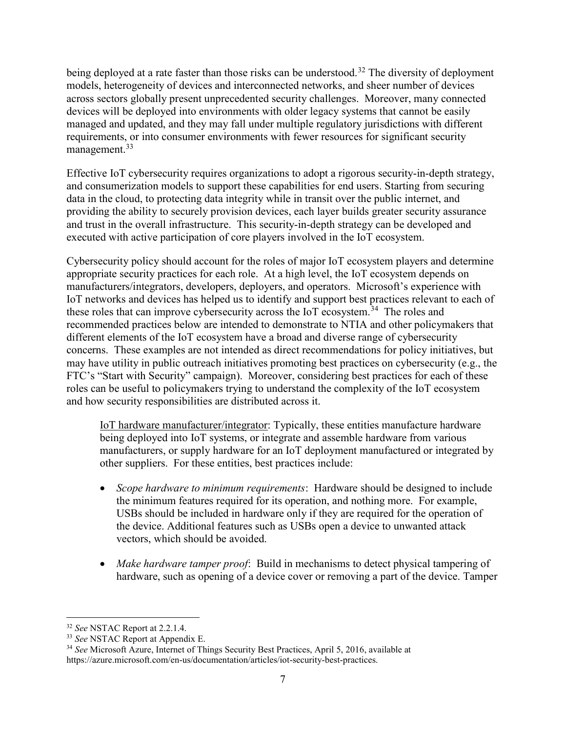being deployed at a rate faster than those risks can be understood.[32] The diversity of deployment models, heterogeneity of devices and interconnected networks, and sheer number of devices across sectors globally present unprecedented security challenges. Moreover, many connected devices will be deployed into environments with older legacy systems that cannot be easily managed and updated, and they may fall under multiple regulatory jurisdictions with different requirements, or into consumer environments with fewer resources for significant security management.[33]

Effective IoT cybersecurity requires organizations to adopt a rigorous security-in-depth strategy, and consumerization models to support these capabilities for end users. Starting from securing data in the cloud, to protecting data integrity while in transit over the public internet, and providing the ability to securely provision devices, each layer builds greater security assurance and trust in the overall infrastructure. This security-in-depth strategy can be developed and executed with active participation of core players involved in the IoT ecosystem.

Cybersecurity policy should account for the roles of major IoT ecosystem players and determine appropriate security practices for each role. At a high level, the IoT ecosystem depends on manufacturers/integrators, developers, deployers, and operators. Microsoft's experience with IoT networks and devices has helped us to identify and support best practices relevant to each of these roles that can improve cybersecurity across the IoT ecosystem.[34] The roles and recommended practices below are intended to demonstrate to NTIA and other policymakers that different elements of the IoT ecosystem have a broad and diverse range of cybersecurity concerns. These examples are not intended as direct recommendations for policy initiatives, but may have utility in public outreach initiatives promoting best practices on cybersecurity (e.g., the FTC's "Start with Security" campaign). Moreover, considering best practices for each of these roles can be useful to policymakers trying to understand the complexity of the IoT ecosystem and how security responsibilities are distributed across it.

<u>IoT hardware manufacturer/integrator</u>: Typically, these entities manufacture hardware being deployed into IoT systems, or integrate and assemble hardware from various manufacturers, or supply hardware for an IoT deployment manufactured or integrated by other suppliers. For these entities, best practices include:

- *Scope hardware to minimum requirements*: Hardware should be designed to include the minimum features required for its operation, and nothing more. For example, USBs should be included in hardware only if they are required for the operation of the device. Additional features such as USBs open a device to unwanted attack vectors, which should be avoided.

- *Make hardware tamper proof*: Build in mechanisms to detect physical tampering of hardware, such as opening of a device cover or removing a part of the device. Tamper

[32] *See* NSTAC Report at 2.2.1.4.

[33] *See* NSTAC Report at Appendix E.

[34] *See* Microsoft Azure, Internet of Things Security Best Practices, April 5, 2016, available at https://azure.microsoft.com/en-us/documentation/articles/iot-security-best-practices.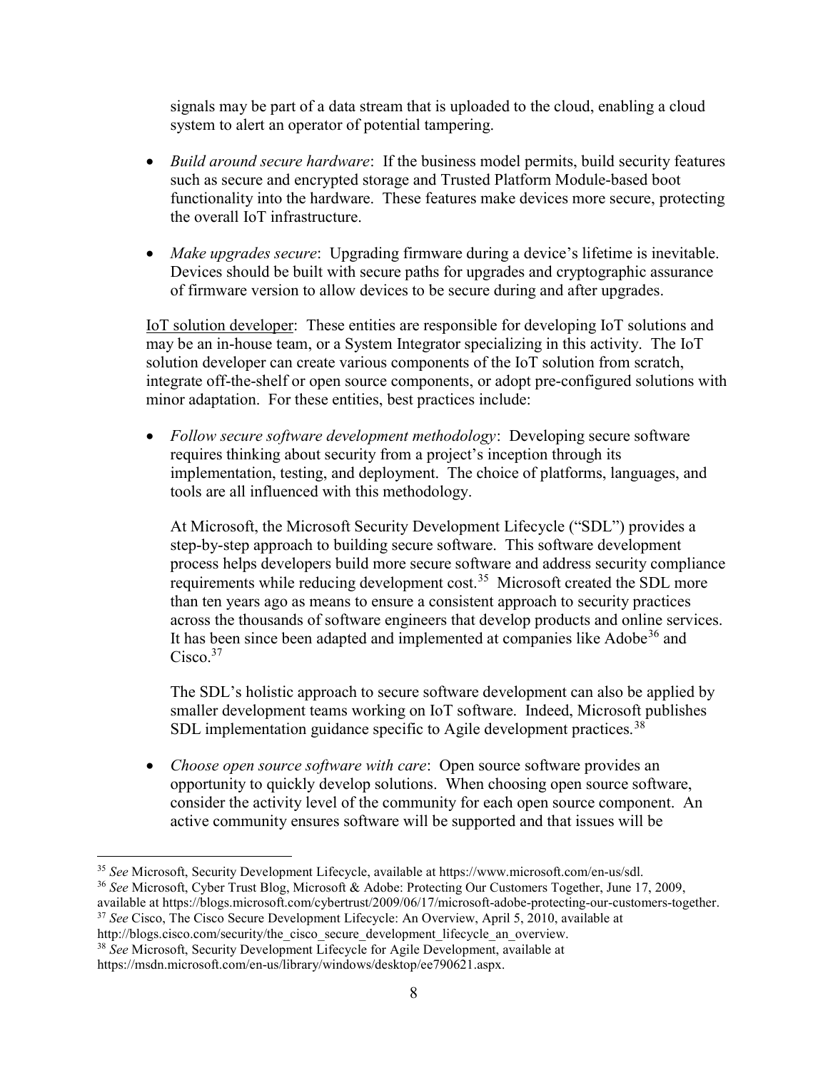signals may be part of a data stream that is uploaded to the cloud, enabling a cloud system to alert an operator of potential tampering.

- *Build around secure hardware*: If the business model permits, build security features such as secure and encrypted storage and Trusted Platform Module-based boot functionality into the hardware. These features make devices more secure, protecting the overall IoT infrastructure.

- *Make upgrades secure*: Upgrading firmware during a device's lifetime is inevitable. Devices should be built with secure paths for upgrades and cryptographic assurance of firmware version to allow devices to be secure during and after upgrades.

<u>IoT solution developer</u>: These entities are responsible for developing IoT solutions and may be an in-house team, or a System Integrator specializing in this activity. The IoT solution developer can create various components of the IoT solution from scratch, integrate off-the-shelf or open source components, or adopt pre-configured solutions with minor adaptation. For these entities, best practices include:

- *Follow secure software development methodology*: Developing secure software requires thinking about security from a project's inception through its implementation, testing, and deployment. The choice of platforms, languages, and tools are all influenced with this methodology.

  At Microsoft, the Microsoft Security Development Lifecycle ("SDL") provides a step-by-step approach to building secure software. This software development process helps developers build more secure software and address security compliance requirements while reducing development cost.[35] Microsoft created the SDL more than ten years ago as means to ensure a consistent approach to security practices across the thousands of software engineers that develop products and online services. It has been since been adapted and implemented at companies like Adobe[36] and Cisco.[37]

  The SDL's holistic approach to secure software development can also be applied by smaller development teams working on IoT software. Indeed, Microsoft publishes SDL implementation guidance specific to Agile development practices.[38]

- *Choose open source software with care*: Open source software provides an opportunity to quickly develop solutions. When choosing open source software, consider the activity level of the community for each open source component. An active community ensures software will be supported and that issues will be

---

[35] *See* Microsoft, Security Development Lifecycle, available at https://www.microsoft.com/en-us/sdl.

[36] *See* Microsoft, Cyber Trust Blog, Microsoft & Adobe: Protecting Our Customers Together, June 17, 2009, available at https://blogs.microsoft.com/cybertrust/2009/06/17/microsoft-adobe-protecting-our-customers-together.

[37] *See* Cisco, The Cisco Secure Development Lifecycle: An Overview, April 5, 2010, available at http://blogs.cisco.com/security/the_cisco_secure_development_lifecycle_an_overview.

[38] *See* Microsoft, Security Development Lifecycle for Agile Development, available at https://msdn.microsoft.com/en-us/library/windows/desktop/ee790621.aspx.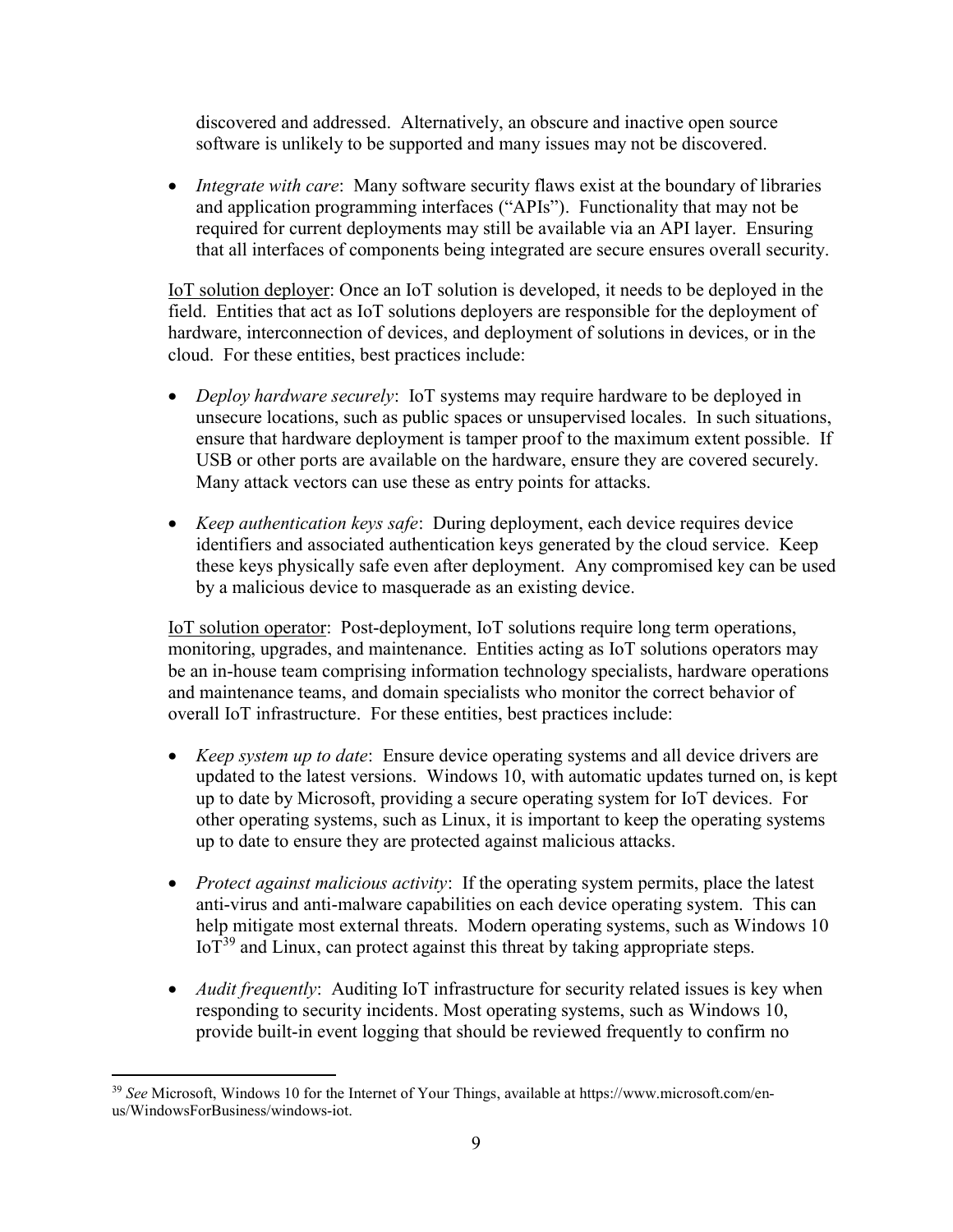discovered and addressed. Alternatively, an obscure and inactive open source software is unlikely to be supported and many issues may not be discovered.

- *Integrate with care*: Many software security flaws exist at the boundary of libraries and application programming interfaces ("APIs"). Functionality that may not be required for current deployments may still be available via an API layer. Ensuring that all interfaces of components being integrated are secure ensures overall security.

IoT solution deployer: Once an IoT solution is developed, it needs to be deployed in the field. Entities that act as IoT solutions deployers are responsible for the deployment of hardware, interconnection of devices, and deployment of solutions in devices, or in the cloud. For these entities, best practices include:

- *Deploy hardware securely*: IoT systems may require hardware to be deployed in unsecure locations, such as public spaces or unsupervised locales. In such situations, ensure that hardware deployment is tamper proof to the maximum extent possible. If USB or other ports are available on the hardware, ensure they are covered securely. Many attack vectors can use these as entry points for attacks.

- *Keep authentication keys safe*: During deployment, each device requires device identifiers and associated authentication keys generated by the cloud service. Keep these keys physically safe even after deployment. Any compromised key can be used by a malicious device to masquerade as an existing device.

IoT solution operator: Post-deployment, IoT solutions require long term operations, monitoring, upgrades, and maintenance. Entities acting as IoT solutions operators may be an in-house team comprising information technology specialists, hardware operations and maintenance teams, and domain specialists who monitor the correct behavior of overall IoT infrastructure. For these entities, best practices include:

- *Keep system up to date*: Ensure device operating systems and all device drivers are updated to the latest versions. Windows 10, with automatic updates turned on, is kept up to date by Microsoft, providing a secure operating system for IoT devices. For other operating systems, such as Linux, it is important to keep the operating systems up to date to ensure they are protected against malicious attacks.

- *Protect against malicious activity*: If the operating system permits, place the latest anti-virus and anti-malware capabilities on each device operating system. This can help mitigate most external threats. Modern operating systems, such as Windows 10 IoT[39] and Linux, can protect against this threat by taking appropriate steps.

- *Audit frequently*: Auditing IoT infrastructure for security related issues is key when responding to security incidents. Most operating systems, such as Windows 10, provide built-in event logging that should be reviewed frequently to confirm no

[39] *See* Microsoft, Windows 10 for the Internet of Your Things, available at https://www.microsoft.com/en-us/WindowsForBusiness/windows-iot.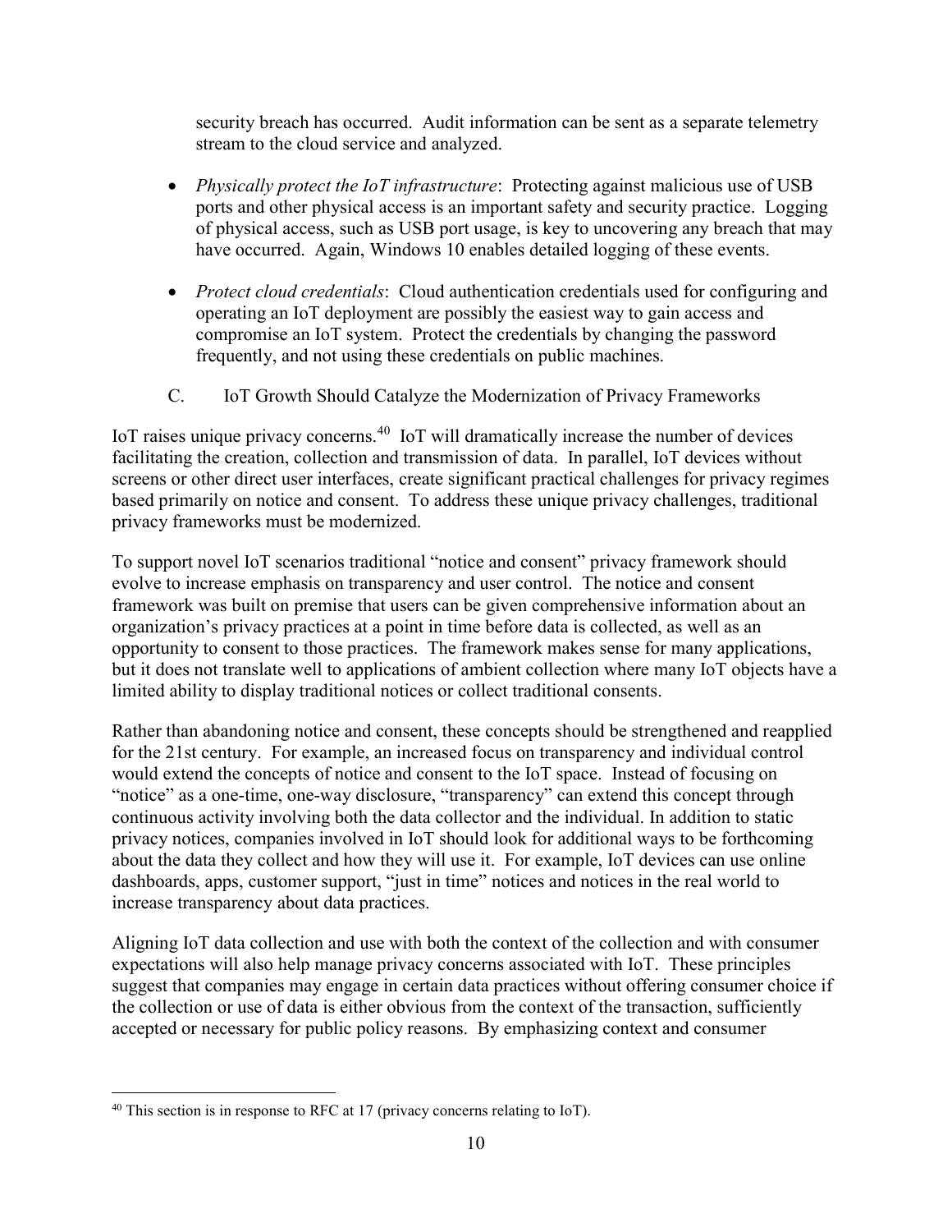security breach has occurred. Audit information can be sent as a separate telemetry stream to the cloud service and analyzed.

- *Physically protect the IoT infrastructure*: Protecting against malicious use of USB ports and other physical access is an important safety and security practice. Logging of physical access, such as USB port usage, is key to uncovering any breach that may have occurred. Again, Windows 10 enables detailed logging of these events.

- *Protect cloud credentials*: Cloud authentication credentials used for configuring and operating an IoT deployment are possibly the easiest way to gain access and compromise an IoT system. Protect the credentials by changing the password frequently, and not using these credentials on public machines.

### C. IoT Growth Should Catalyze the Modernization of Privacy Frameworks

IoT raises unique privacy concerns.[40] IoT will dramatically increase the number of devices facilitating the creation, collection and transmission of data. In parallel, IoT devices without screens or other direct user interfaces, create significant practical challenges for privacy regimes based primarily on notice and consent. To address these unique privacy challenges, traditional privacy frameworks must be modernized.

To support novel IoT scenarios traditional "notice and consent" privacy framework should evolve to increase emphasis on transparency and user control. The notice and consent framework was built on premise that users can be given comprehensive information about an organization's privacy practices at a point in time before data is collected, as well as an opportunity to consent to those practices. The framework makes sense for many applications, but it does not translate well to applications of ambient collection where many IoT objects have a limited ability to display traditional notices or collect traditional consents.

Rather than abandoning notice and consent, these concepts should be strengthened and reapplied for the 21st century. For example, an increased focus on transparency and individual control would extend the concepts of notice and consent to the IoT space. Instead of focusing on "notice" as a one-time, one-way disclosure, "transparency" can extend this concept through continuous activity involving both the data collector and the individual. In addition to static privacy notices, companies involved in IoT should look for additional ways to be forthcoming about the data they collect and how they will use it. For example, IoT devices can use online dashboards, apps, customer support, "just in time" notices and notices in the real world to increase transparency about data practices.

Aligning IoT data collection and use with both the context of the collection and with consumer expectations will also help manage privacy concerns associated with IoT. These principles suggest that companies may engage in certain data practices without offering consumer choice if the collection or use of data is either obvious from the context of the transaction, sufficiently accepted or necessary for public policy reasons. By emphasizing context and consumer

[40] This section is in response to RFC at 17 (privacy concerns relating to IoT).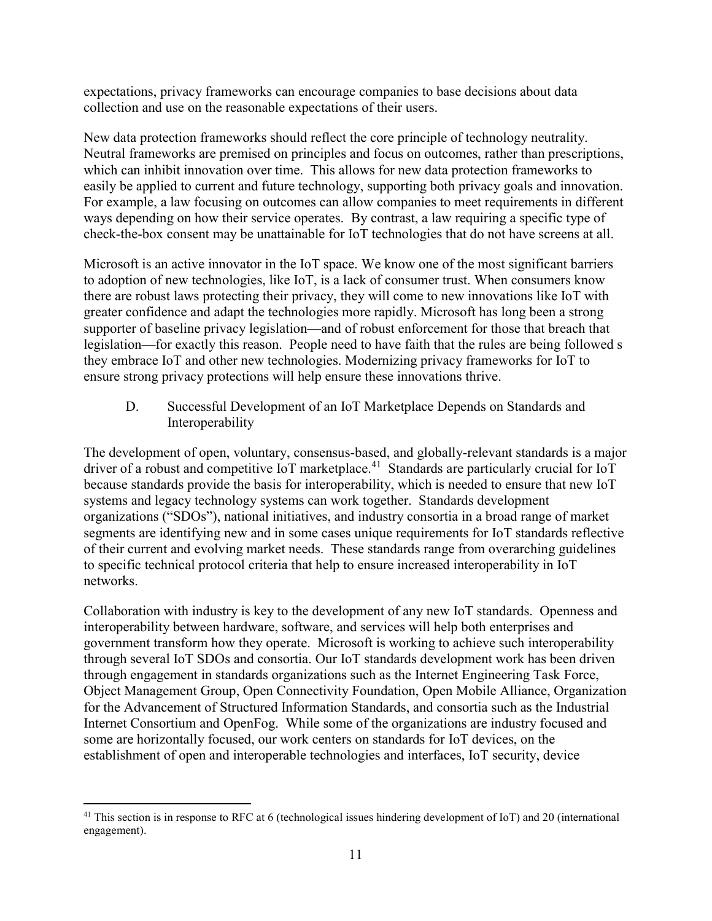expectations, privacy frameworks can encourage companies to base decisions about data collection and use on the reasonable expectations of their users.

New data protection frameworks should reflect the core principle of technology neutrality. Neutral frameworks are premised on principles and focus on outcomes, rather than prescriptions, which can inhibit innovation over time. This allows for new data protection frameworks to easily be applied to current and future technology, supporting both privacy goals and innovation. For example, a law focusing on outcomes can allow companies to meet requirements in different ways depending on how their service operates. By contrast, a law requiring a specific type of check-the-box consent may be unattainable for IoT technologies that do not have screens at all.

Microsoft is an active innovator in the IoT space. We know one of the most significant barriers to adoption of new technologies, like IoT, is a lack of consumer trust. When consumers know there are robust laws protecting their privacy, they will come to new innovations like IoT with greater confidence and adapt the technologies more rapidly. Microsoft has long been a strong supporter of baseline privacy legislation—and of robust enforcement for those that breach that legislation—for exactly this reason. People need to have faith that the rules are being followed s they embrace IoT and other new technologies. Modernizing privacy frameworks for IoT to ensure strong privacy protections will help ensure these innovations thrive.

### D. Successful Development of an IoT Marketplace Depends on Standards and Interoperability

The development of open, voluntary, consensus-based, and globally-relevant standards is a major driver of a robust and competitive IoT marketplace.[41] Standards are particularly crucial for IoT because standards provide the basis for interoperability, which is needed to ensure that new IoT systems and legacy technology systems can work together. Standards development organizations ("SDOs"), national initiatives, and industry consortia in a broad range of market segments are identifying new and in some cases unique requirements for IoT standards reflective of their current and evolving market needs. These standards range from overarching guidelines to specific technical protocol criteria that help to ensure increased interoperability in IoT networks.

Collaboration with industry is key to the development of any new IoT standards. Openness and interoperability between hardware, software, and services will help both enterprises and government transform how they operate. Microsoft is working to achieve such interoperability through several IoT SDOs and consortia. Our IoT standards development work has been driven through engagement in standards organizations such as the Internet Engineering Task Force, Object Management Group, Open Connectivity Foundation, Open Mobile Alliance, Organization for the Advancement of Structured Information Standards, and consortia such as the Industrial Internet Consortium and OpenFog. While some of the organizations are industry focused and some are horizontally focused, our work centers on standards for IoT devices, on the establishment of open and interoperable technologies and interfaces, IoT security, device

[41] This section is in response to RFC at 6 (technological issues hindering development of IoT) and 20 (international engagement).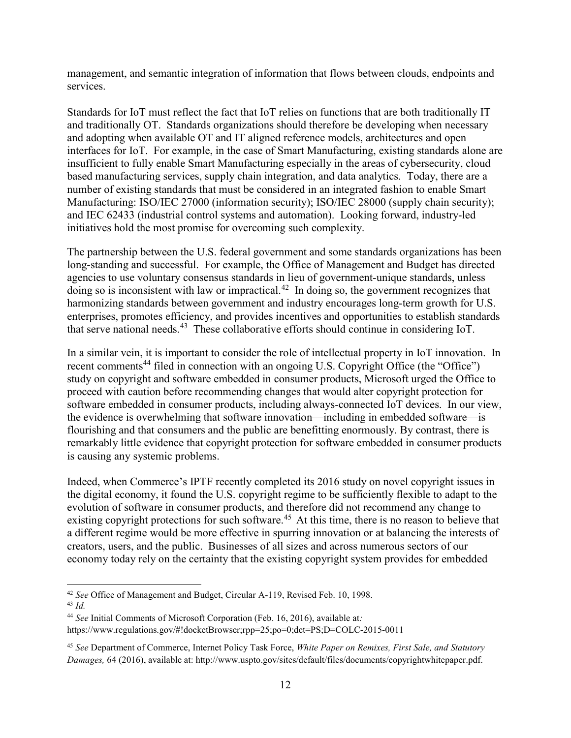management, and semantic integration of information that flows between clouds, endpoints and services.

Standards for IoT must reflect the fact that IoT relies on functions that are both traditionally IT and traditionally OT. Standards organizations should therefore be developing when necessary and adopting when available OT and IT aligned reference models, architectures and open interfaces for IoT. For example, in the case of Smart Manufacturing, existing standards alone are insufficient to fully enable Smart Manufacturing especially in the areas of cybersecurity, cloud based manufacturing services, supply chain integration, and data analytics. Today, there are a number of existing standards that must be considered in an integrated fashion to enable Smart Manufacturing: ISO/IEC 27000 (information security); ISO/IEC 28000 (supply chain security); and IEC 62433 (industrial control systems and automation). Looking forward, industry-led initiatives hold the most promise for overcoming such complexity.

The partnership between the U.S. federal government and some standards organizations has been long-standing and successful. For example, the Office of Management and Budget has directed agencies to use voluntary consensus standards in lieu of government-unique standards, unless doing so is inconsistent with law or impractical.[42] In doing so, the government recognizes that harmonizing standards between government and industry encourages long-term growth for U.S. enterprises, promotes efficiency, and provides incentives and opportunities to establish standards that serve national needs.[43] These collaborative efforts should continue in considering IoT.

In a similar vein, it is important to consider the role of intellectual property in IoT innovation. In recent comments[44] filed in connection with an ongoing U.S. Copyright Office (the "Office") study on copyright and software embedded in consumer products, Microsoft urged the Office to proceed with caution before recommending changes that would alter copyright protection for software embedded in consumer products, including always-connected IoT devices. In our view, the evidence is overwhelming that software innovation—including in embedded software—is flourishing and that consumers and the public are benefitting enormously. By contrast, there is remarkably little evidence that copyright protection for software embedded in consumer products is causing any systemic problems.

Indeed, when Commerce's IPTF recently completed its 2016 study on novel copyright issues in the digital economy, it found the U.S. copyright regime to be sufficiently flexible to adapt to the evolution of software in consumer products, and therefore did not recommend any change to existing copyright protections for such software.[45] At this time, there is no reason to believe that a different regime would be more effective in spurring innovation or at balancing the interests of creators, users, and the public. Businesses of all sizes and across numerous sectors of our economy today rely on the certainty that the existing copyright system provides for embedded

---

[42] *See* Office of Management and Budget, Circular A-119, Revised Feb. 10, 1998.

[43] *Id.*

[44] *See* Initial Comments of Microsoft Corporation (Feb. 16, 2016), available at*:* https://www.regulations.gov/#!docketBrowser;rpp=25;po=0;dct=PS;D=COLC-2015-0011

[45] *See* Department of Commerce, Internet Policy Task Force, *White Paper on Remixes, First Sale, and Statutory Damages,* 64 (2016), available at: http://www.uspto.gov/sites/default/files/documents/copyrightwhitepaper.pdf.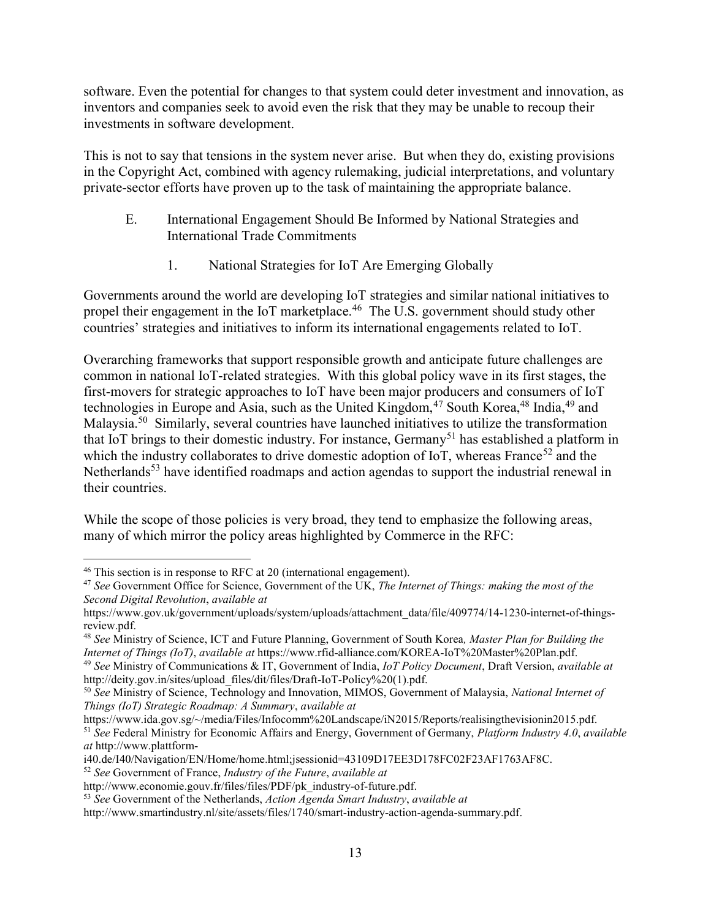software. Even the potential for changes to that system could deter investment and innovation, as inventors and companies seek to avoid even the risk that they may be unable to recoup their investments in software development.

This is not to say that tensions in the system never arise. But when they do, existing provisions in the Copyright Act, combined with agency rulemaking, judicial interpretations, and voluntary private-sector efforts have proven up to the task of maintaining the appropriate balance.

## E. International Engagement Should Be Informed by National Strategies and International Trade Commitments

### 1. National Strategies for IoT Are Emerging Globally

Governments around the world are developing IoT strategies and similar national initiatives to propel their engagement in the IoT marketplace.[46] The U.S. government should study other countries' strategies and initiatives to inform its international engagements related to IoT.

Overarching frameworks that support responsible growth and anticipate future challenges are common in national IoT-related strategies. With this global policy wave in its first stages, the first-movers for strategic approaches to IoT have been major producers and consumers of IoT technologies in Europe and Asia, such as the United Kingdom,[47] South Korea,[48] India,[49] and Malaysia.[50] Similarly, several countries have launched initiatives to utilize the transformation that IoT brings to their domestic industry. For instance, Germany[51] has established a platform in which the industry collaborates to drive domestic adoption of IoT, whereas France[52] and the Netherlands[53] have identified roadmaps and action agendas to support the industrial renewal in their countries.

While the scope of those policies is very broad, they tend to emphasize the following areas, many of which mirror the policy areas highlighted by Commerce in the RFC:

---

[46] This section is in response to RFC at 20 (international engagement).

[47] *See* Government Office for Science, Government of the UK, *The Internet of Things: making the most of the Second Digital Revolution*, *available at* https://www.gov.uk/government/uploads/system/uploads/attachment_data/file/409774/14-1230-internet-of-things-review.pdf.

[48] *See* Ministry of Science, ICT and Future Planning, Government of South Korea*, Master Plan for Building the Internet of Things (IoT)*, *available at* https://www.rfid-alliance.com/KOREA-IoT%20Master%20Plan.pdf.

[49] *See* Ministry of Communications & IT, Government of India, *IoT Policy Document*, Draft Version, *available at* http://deity.gov.in/sites/upload_files/dit/files/Draft-IoT-Policy%20(1).pdf.

[50] *See* Ministry of Science, Technology and Innovation, MIMOS, Government of Malaysia, *National Internet of Things (IoT) Strategic Roadmap: A Summary*, *available at* https://www.ida.gov.sg/~/media/Files/Infocomm%20Landscape/iN2015/Reports/realisingthevisionin2015.pdf.

[51] *See* Federal Ministry for Economic Affairs and Energy, Government of Germany, *Platform Industry 4.0*, *available at* http://www.plattform-i40.de/I40/Navigation/EN/Home/home.html;jsessionid=43109D17EE3D178FC02F23AF1763AF8C.

[52] *See* Government of France, *Industry of the Future*, *available at* http://www.economie.gouv.fr/files/files/PDF/pk_industry-of-future.pdf.

[53] *See* Government of the Netherlands, *Action Agenda Smart Industry*, *available at* http://www.smartindustry.nl/site/assets/files/1740/smart-industry-action-agenda-summary.pdf.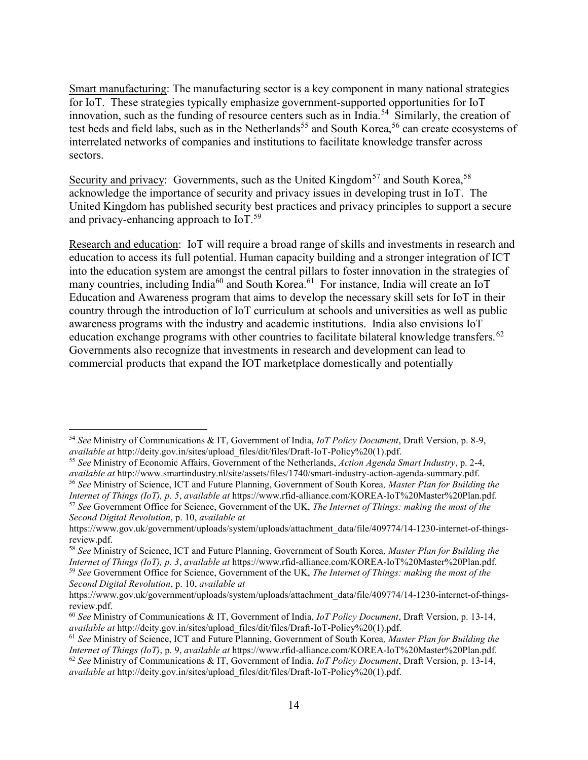Smart manufacturing: The manufacturing sector is a key component in many national strategies for IoT. These strategies typically emphasize government-supported opportunities for IoT innovation, such as the funding of resource centers such as in India.[54] Similarly, the creation of test beds and field labs, such as in the Netherlands[55] and South Korea,[56] can create ecosystems of interrelated networks of companies and institutions to facilitate knowledge transfer across sectors.

Security and privacy: Governments, such as the United Kingdom[57] and South Korea,[58] acknowledge the importance of security and privacy issues in developing trust in IoT. The United Kingdom has published security best practices and privacy principles to support a secure and privacy-enhancing approach to IoT.[59]

Research and education: IoT will require a broad range of skills and investments in research and education to access its full potential. Human capacity building and a stronger integration of ICT into the education system are amongst the central pillars to foster innovation in the strategies of many countries, including India[60] and South Korea.[61] For instance, India will create an IoT Education and Awareness program that aims to develop the necessary skill sets for IoT in their country through the introduction of IoT curriculum at schools and universities as well as public awareness programs with the industry and academic institutions. India also envisions IoT education exchange programs with other countries to facilitate bilateral knowledge transfers.[62] Governments also recognize that investments in research and development can lead to commercial products that expand the IOT marketplace domestically and potentially

---

[54] *See* Ministry of Communications & IT, Government of India, *IoT Policy Document*, Draft Version, p. 8-9, *available at* http://deity.gov.in/sites/upload_files/dit/files/Draft-IoT-Policy%20(1).pdf.

[55] *See* Ministry of Economic Affairs, Government of the Netherlands, *Action Agenda Smart Industry*, p. 2-4, *available at* http://www.smartindustry.nl/site/assets/files/1740/smart-industry-action-agenda-summary.pdf.

[56] *See* Ministry of Science, ICT and Future Planning, Government of South Korea*, Master Plan for Building the Internet of Things (IoT), p. 5*, *available at* https://www.rfid-alliance.com/KOREA-IoT%20Master%20Plan.pdf.

[57] *See* Government Office for Science, Government of the UK, *The Internet of Things: making the most of the Second Digital Revolution*, p. 10, *available at* https://www.gov.uk/government/uploads/system/uploads/attachment_data/file/409774/14-1230-internet-of-things-review.pdf.

[58] *See* Ministry of Science, ICT and Future Planning, Government of South Korea*, Master Plan for Building the Internet of Things (IoT), p. 3*, *available at* https://www.rfid-alliance.com/KOREA-IoT%20Master%20Plan.pdf.

[59] *See* Government Office for Science, Government of the UK, *The Internet of Things: making the most of the Second Digital Revolution*, p. 10, *available at* https://www.gov.uk/government/uploads/system/uploads/attachment_data/file/409774/14-1230-internet-of-things-review.pdf.

[60] *See* Ministry of Communications & IT, Government of India, *IoT Policy Document*, Draft Version, p. 13-14, *available at* http://deity.gov.in/sites/upload_files/dit/files/Draft-IoT-Policy%20(1).pdf.

[61] *See* Ministry of Science, ICT and Future Planning, Government of South Korea*, Master Plan for Building the Internet of Things (IoT)*, p. 9, *available at* https://www.rfid-alliance.com/KOREA-IoT%20Master%20Plan.pdf.

[62] *See* Ministry of Communications & IT, Government of India, *IoT Policy Document*, Draft Version, p. 13-14, *available at* http://deity.gov.in/sites/upload_files/dit/files/Draft-IoT-Policy%20(1).pdf.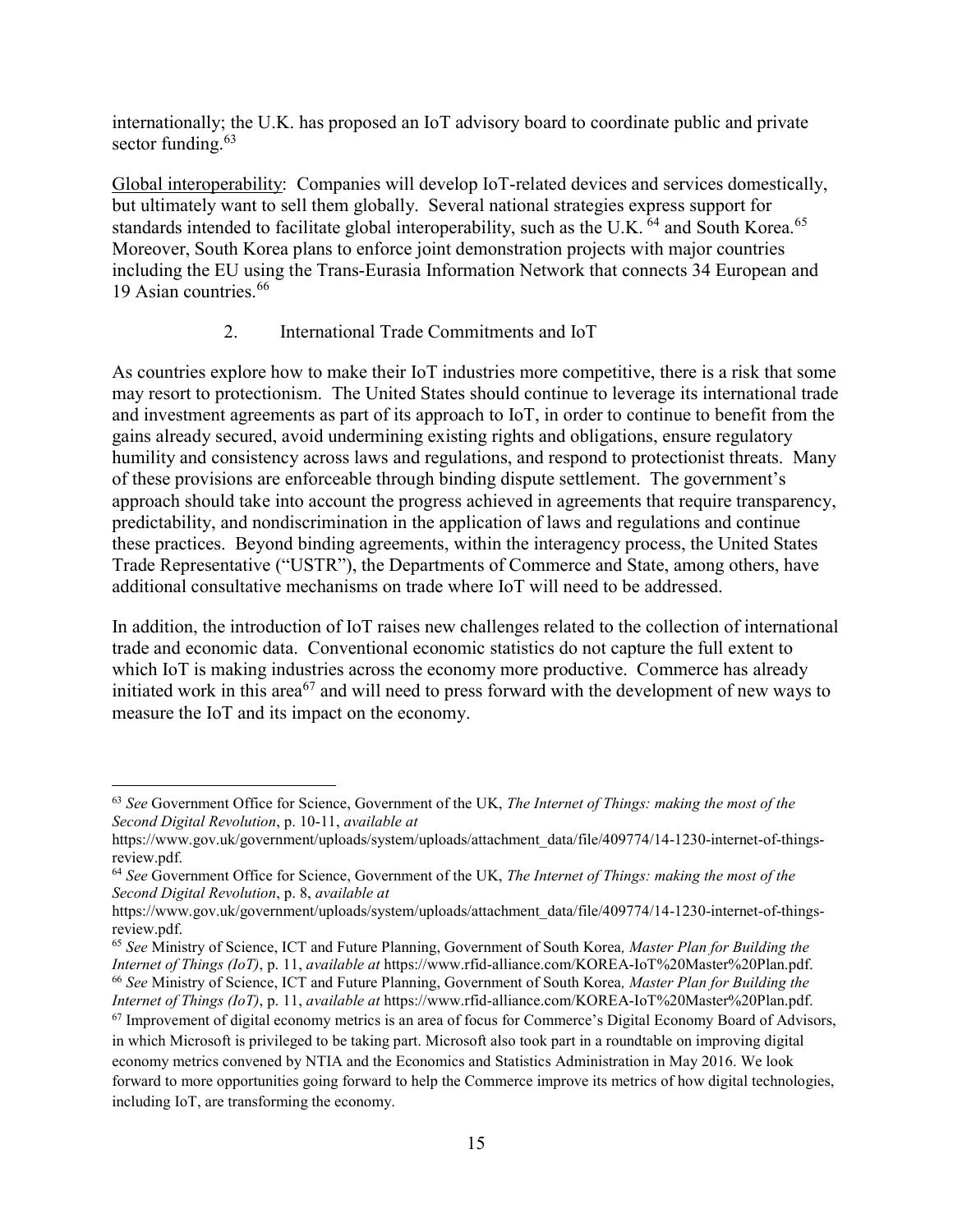internationally; the U.K. has proposed an IoT advisory board to coordinate public and private sector funding.[63]

Global interoperability: Companies will develop IoT-related devices and services domestically, but ultimately want to sell them globally. Several national strategies express support for standards intended to facilitate global interoperability, such as the U.K.[64] and South Korea.[65] Moreover, South Korea plans to enforce joint demonstration projects with major countries including the EU using the Trans-Eurasia Information Network that connects 34 European and 19 Asian countries.[66]

### 2. International Trade Commitments and IoT

As countries explore how to make their IoT industries more competitive, there is a risk that some may resort to protectionism. The United States should continue to leverage its international trade and investment agreements as part of its approach to IoT, in order to continue to benefit from the gains already secured, avoid undermining existing rights and obligations, ensure regulatory humility and consistency across laws and regulations, and respond to protectionist threats. Many of these provisions are enforceable through binding dispute settlement. The government's approach should take into account the progress achieved in agreements that require transparency, predictability, and nondiscrimination in the application of laws and regulations and continue these practices. Beyond binding agreements, within the interagency process, the United States Trade Representative ("USTR"), the Departments of Commerce and State, among others, have additional consultative mechanisms on trade where IoT will need to be addressed.

In addition, the introduction of IoT raises new challenges related to the collection of international trade and economic data. Conventional economic statistics do not capture the full extent to which IoT is making industries across the economy more productive. Commerce has already initiated work in this area[67] and will need to press forward with the development of new ways to measure the IoT and its impact on the economy.

---

[63] *See* Government Office for Science, Government of the UK, *The Internet of Things: making the most of the Second Digital Revolution*, p. 10-11, *available at* https://www.gov.uk/government/uploads/system/uploads/attachment_data/file/409774/14-1230-internet-of-things-review.pdf.

[64] *See* Government Office for Science, Government of the UK, *The Internet of Things: making the most of the Second Digital Revolution*, p. 8, *available at* https://www.gov.uk/government/uploads/system/uploads/attachment_data/file/409774/14-1230-internet-of-things-review.pdf.

[65] *See* Ministry of Science, ICT and Future Planning, Government of South Korea*, Master Plan for Building the Internet of Things (IoT)*, p. 11, *available at* https://www.rfid-alliance.com/KOREA-IoT%20Master%20Plan.pdf.

[66] *See* Ministry of Science, ICT and Future Planning, Government of South Korea*, Master Plan for Building the Internet of Things (IoT)*, p. 11, *available at* https://www.rfid-alliance.com/KOREA-IoT%20Master%20Plan.pdf.

[67] Improvement of digital economy metrics is an area of focus for Commerce's Digital Economy Board of Advisors, in which Microsoft is privileged to be taking part. Microsoft also took part in a roundtable on improving digital economy metrics convened by NTIA and the Economics and Statistics Administration in May 2016. We look forward to more opportunities going forward to help the Commerce improve its metrics of how digital technologies, including IoT, are transforming the economy.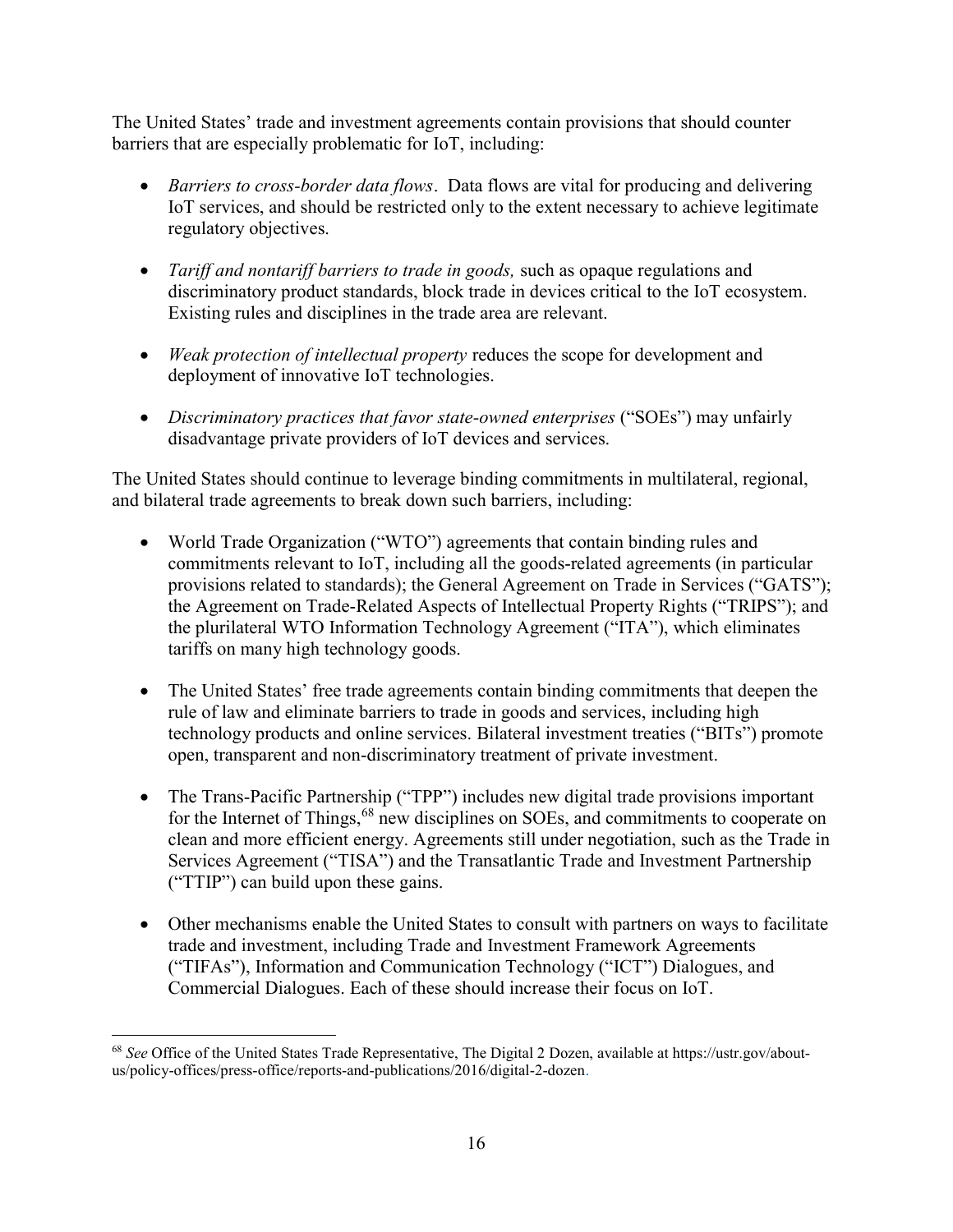The United States' trade and investment agreements contain provisions that should counter barriers that are especially problematic for IoT, including:

- *Barriers to cross-border data flows*. Data flows are vital for producing and delivering IoT services, and should be restricted only to the extent necessary to achieve legitimate regulatory objectives.
- *Tariff and nontariff barriers to trade in goods,* such as opaque regulations and discriminatory product standards, block trade in devices critical to the IoT ecosystem. Existing rules and disciplines in the trade area are relevant.
- *Weak protection of intellectual property* reduces the scope for development and deployment of innovative IoT technologies.
- *Discriminatory practices that favor state-owned enterprises* ("SOEs") may unfairly disadvantage private providers of IoT devices and services.

The United States should continue to leverage binding commitments in multilateral, regional, and bilateral trade agreements to break down such barriers, including:

- World Trade Organization ("WTO") agreements that contain binding rules and commitments relevant to IoT, including all the goods-related agreements (in particular provisions related to standards); the General Agreement on Trade in Services ("GATS"); the Agreement on Trade-Related Aspects of Intellectual Property Rights ("TRIPS"); and the plurilateral WTO Information Technology Agreement ("ITA"), which eliminates tariffs on many high technology goods.
- The United States' free trade agreements contain binding commitments that deepen the rule of law and eliminate barriers to trade in goods and services, including high technology products and online services. Bilateral investment treaties ("BITs") promote open, transparent and non-discriminatory treatment of private investment.
- The Trans-Pacific Partnership ("TPP") includes new digital trade provisions important for the Internet of Things,[68] new disciplines on SOEs, and commitments to cooperate on clean and more efficient energy. Agreements still under negotiation, such as the Trade in Services Agreement ("TISA") and the Transatlantic Trade and Investment Partnership ("TTIP") can build upon these gains.
- Other mechanisms enable the United States to consult with partners on ways to facilitate trade and investment, including Trade and Investment Framework Agreements ("TIFAs"), Information and Communication Technology ("ICT") Dialogues, and Commercial Dialogues. Each of these should increase their focus on IoT.

[68] *See* Office of the United States Trade Representative, The Digital 2 Dozen, available at https://ustr.gov/about-us/policy-offices/press-office/reports-and-publications/2016/digital-2-dozen.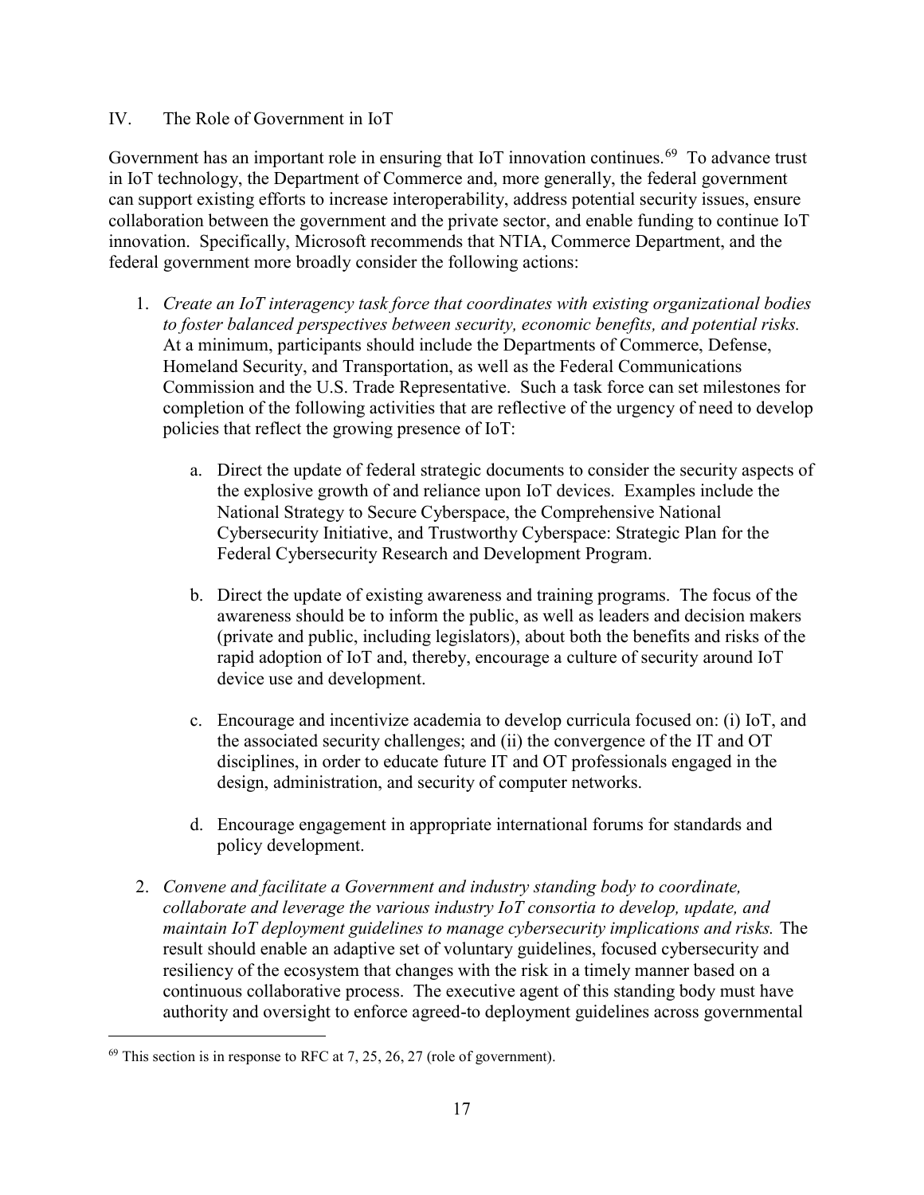## IV. The Role of Government in IoT

Government has an important role in ensuring that IoT innovation continues.[69] To advance trust in IoT technology, the Department of Commerce and, more generally, the federal government can support existing efforts to increase interoperability, address potential security issues, ensure collaboration between the government and the private sector, and enable funding to continue IoT innovation. Specifically, Microsoft recommends that NTIA, Commerce Department, and the federal government more broadly consider the following actions:

1. *Create an IoT interagency task force that coordinates with existing organizational bodies to foster balanced perspectives between security, economic benefits, and potential risks.* At a minimum, participants should include the Departments of Commerce, Defense, Homeland Security, and Transportation, as well as the Federal Communications Commission and the U.S. Trade Representative. Such a task force can set milestones for completion of the following activities that are reflective of the urgency of need to develop policies that reflect the growing presence of IoT:

   a. Direct the update of federal strategic documents to consider the security aspects of the explosive growth of and reliance upon IoT devices. Examples include the National Strategy to Secure Cyberspace, the Comprehensive National Cybersecurity Initiative, and Trustworthy Cyberspace: Strategic Plan for the Federal Cybersecurity Research and Development Program.

   b. Direct the update of existing awareness and training programs. The focus of the awareness should be to inform the public, as well as leaders and decision makers (private and public, including legislators), about both the benefits and risks of the rapid adoption of IoT and, thereby, encourage a culture of security around IoT device use and development.

   c. Encourage and incentivize academia to develop curricula focused on: (i) IoT, and the associated security challenges; and (ii) the convergence of the IT and OT disciplines, in order to educate future IT and OT professionals engaged in the design, administration, and security of computer networks.

   d. Encourage engagement in appropriate international forums for standards and policy development.

2. *Convene and facilitate a Government and industry standing body to coordinate, collaborate and leverage the various industry IoT consortia to develop, update, and maintain IoT deployment guidelines to manage cybersecurity implications and risks.* The result should enable an adaptive set of voluntary guidelines, focused cybersecurity and resiliency of the ecosystem that changes with the risk in a timely manner based on a continuous collaborative process. The executive agent of this standing body must have authority and oversight to enforce agreed-to deployment guidelines across governmental

---

[69] This section is in response to RFC at 7, 25, 26, 27 (role of government).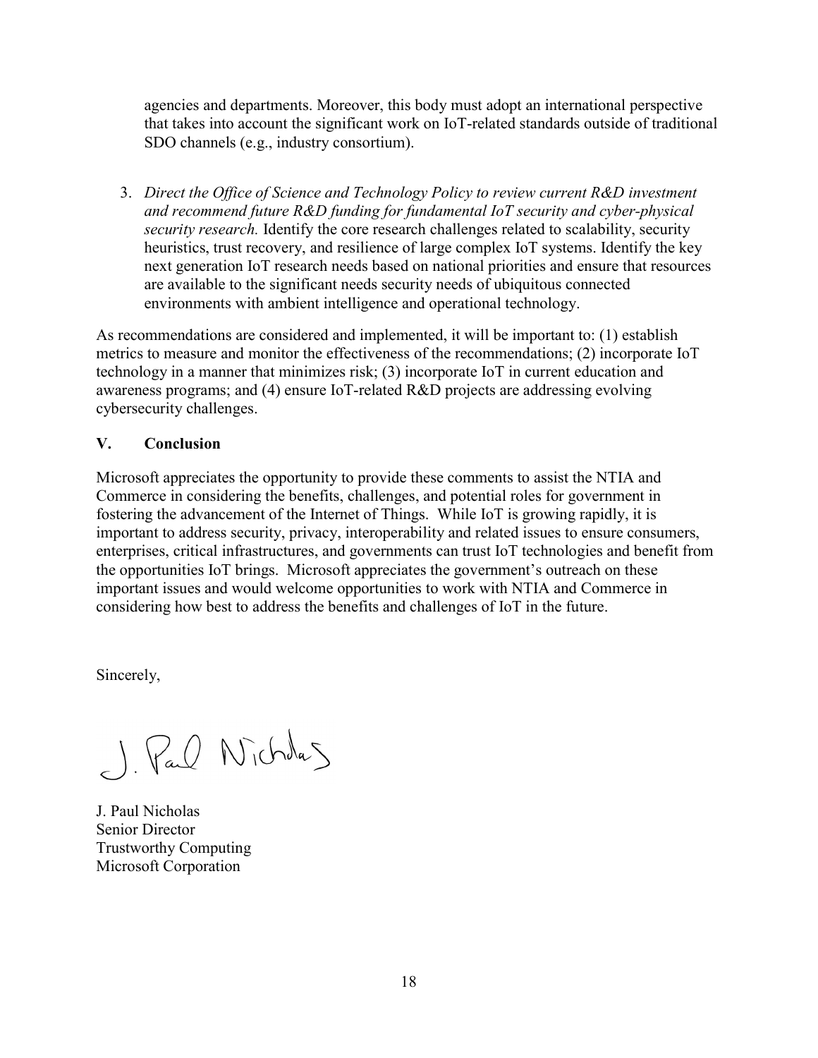agencies and departments. Moreover, this body must adopt an international perspective that takes into account the significant work on IoT-related standards outside of traditional SDO channels (e.g., industry consortium).

3. *Direct the Office of Science and Technology Policy to review current R&D investment and recommend future R&D funding for fundamental IoT security and cyber-physical security research.* Identify the core research challenges related to scalability, security heuristics, trust recovery, and resilience of large complex IoT systems. Identify the key next generation IoT research needs based on national priorities and ensure that resources are available to the significant needs security needs of ubiquitous connected environments with ambient intelligence and operational technology.

As recommendations are considered and implemented, it will be important to: (1) establish metrics to measure and monitor the effectiveness of the recommendations; (2) incorporate IoT technology in a manner that minimizes risk; (3) incorporate IoT in current education and awareness programs; and (4) ensure IoT-related R&D projects are addressing evolving cybersecurity challenges.

## V. Conclusion

Microsoft appreciates the opportunity to provide these comments to assist the NTIA and Commerce in considering the benefits, challenges, and potential roles for government in fostering the advancement of the Internet of Things. While IoT is growing rapidly, it is important to address security, privacy, interoperability and related issues to ensure consumers, enterprises, critical infrastructures, and governments can trust IoT technologies and benefit from the opportunities IoT brings. Microsoft appreciates the government's outreach on these important issues and would welcome opportunities to work with NTIA and Commerce in considering how best to address the benefits and challenges of IoT in the future.

Sincerely,

J. Paul Nicholas

J. Paul Nicholas
Senior Director
Trustworthy Computing
Microsoft Corporation